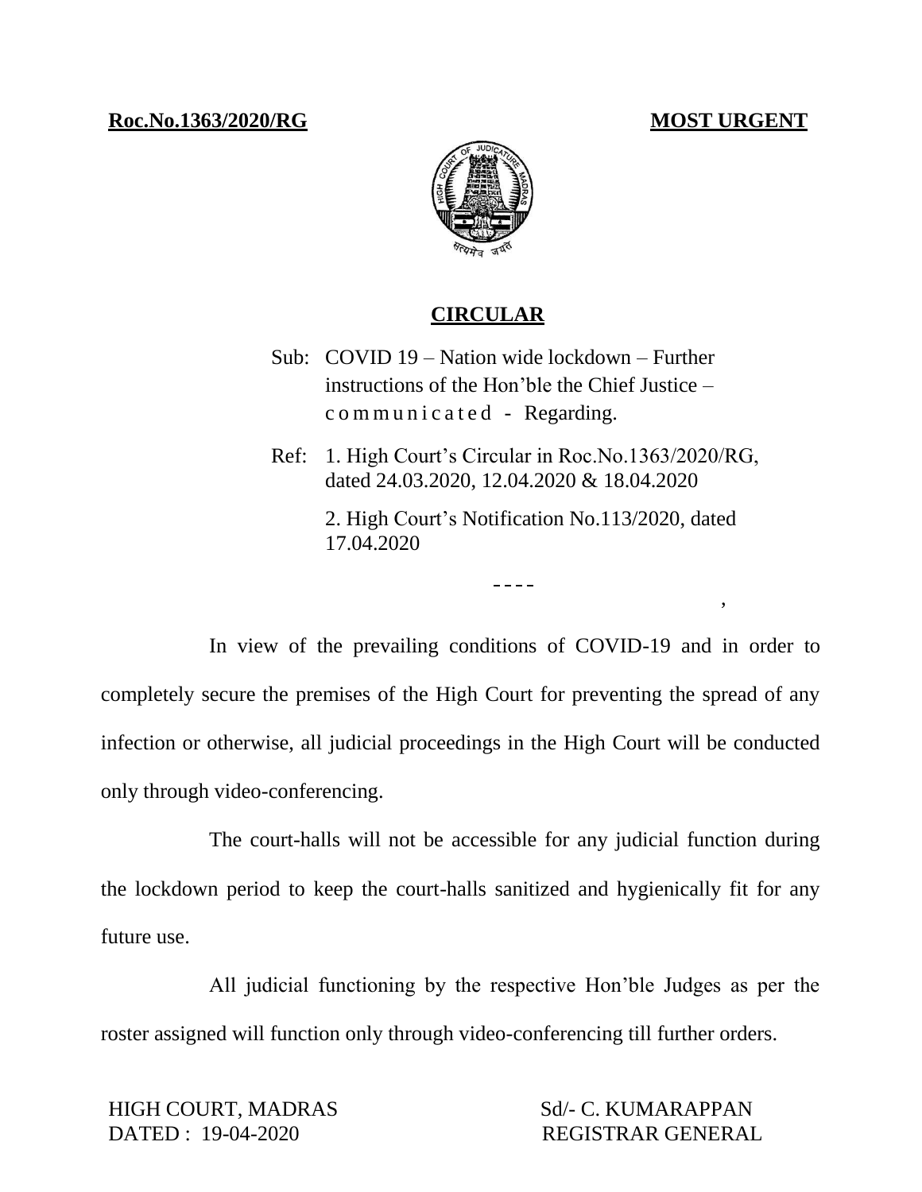**Roc.No.1363/2020/RG** **MOST URGENT**

## CIRCULAR

Sub: COVID 19 – Nation wide lockdown – Further instructions of the Hon'ble the Chief Justice – communicated - Regarding.

Ref: 1. High Court's Circular in Roc.No.1363/2020/RG, dated 24.03.2020, 12.04.2020 & 18.04.2020

2. High Court's Notification No.113/2020, dated 17.04.2020

----

In view of the prevailing conditions of COVID-19 and in order to completely secure the premises of the High Court for preventing the spread of any infection or otherwise, all judicial proceedings in the High Court will be conducted only through video-conferencing.

The court-halls will not be accessible for any judicial function during the lockdown period to keep the court-halls sanitized and hygienically fit for any future use.

All judicial functioning by the respective Hon'ble Judges as per the roster assigned will function only through video-conferencing till further orders.

HIGH COURT, MADRAS
DATED : 19-04-2020

Sd/- C. KUMARAPPAN
REGISTRAR GENERAL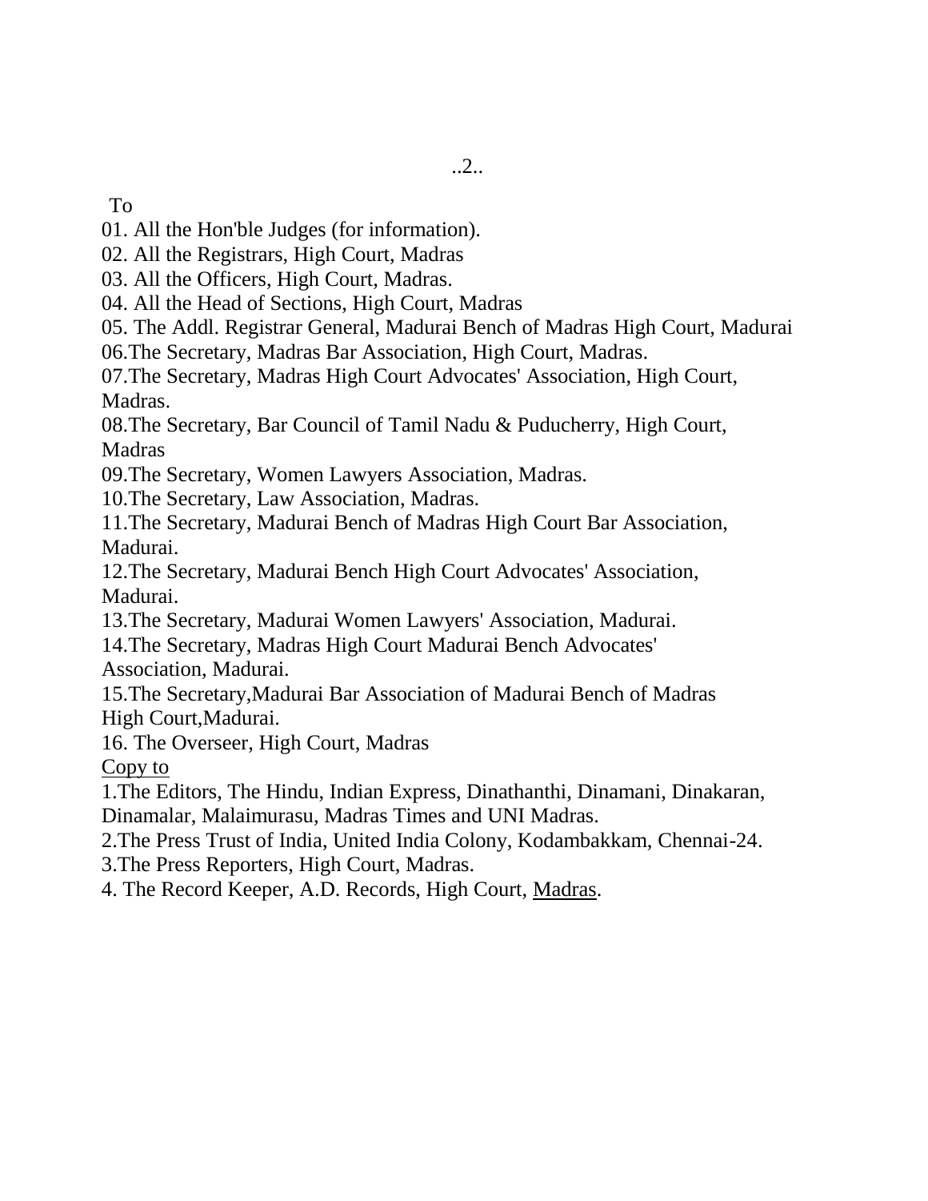To

01. All the Hon'ble Judges (for information).
02. All the Registrars, High Court, Madras
03. All the Officers, High Court, Madras.
04. All the Head of Sections, High Court, Madras
05. The Addl. Registrar General, Madurai Bench of Madras High Court, Madurai
06. The Secretary, Madras Bar Association, High Court, Madras.
07. The Secretary, Madras High Court Advocates' Association, High Court, Madras.
08. The Secretary, Bar Council of Tamil Nadu & Puducherry, High Court, Madras
09. The Secretary, Women Lawyers Association, Madras.
10. The Secretary, Law Association, Madras.
11. The Secretary, Madurai Bench of Madras High Court Bar Association, Madurai.
12. The Secretary, Madurai Bench High Court Advocates' Association, Madurai.
13. The Secretary, Madurai Women Lawyers' Association, Madurai.
14. The Secretary, Madras High Court Madurai Bench Advocates' Association, Madurai.
15. The Secretary, Madurai Bar Association of Madurai Bench of Madras High Court, Madurai.
16. The Overseer, High Court, Madras

Copy to

1. The Editors, The Hindu, Indian Express, Dinathanthi, Dinamani, Dinakaran, Dinamalar, Malaimurasu, Madras Times and UNI Madras.
2. The Press Trust of India, United India Colony, Kodambakkam, Chennai-24.
3. The Press Reporters, High Court, Madras.
4. The Record Keeper, A.D. Records, High Court, Madras.